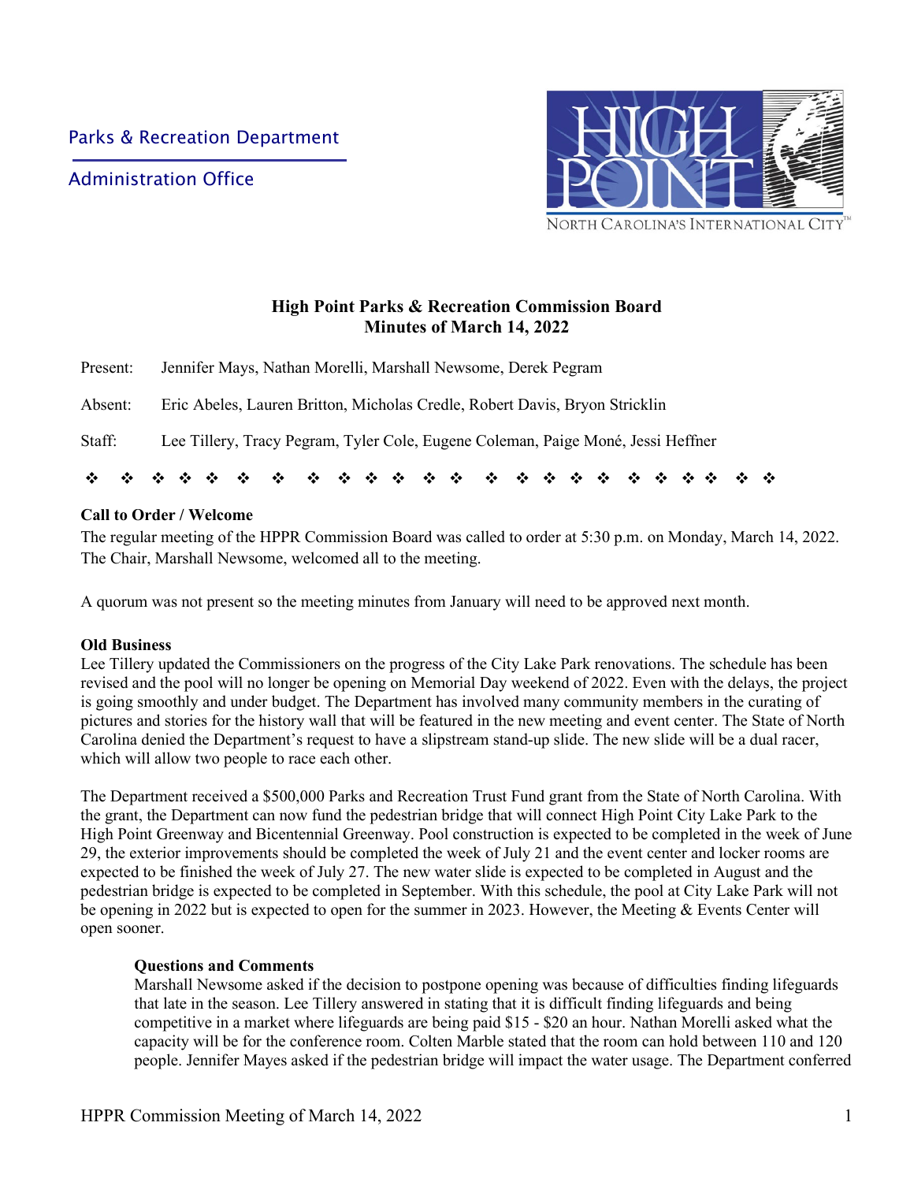Parks & Recreation Department

Administration Office

HIGH POINT — NORTH CAROLINA'S INTERNATIONAL CITY™

## High Point Parks & Recreation Commission Board
## Minutes of March 14, 2022

Present: Jennifer Mays, Nathan Morelli, Marshall Newsome, Derek Pegram

Absent: Eric Abeles, Lauren Britton, Micholas Credle, Robert Davis, Bryon Stricklin

Staff: Lee Tillery, Tracy Pegram, Tyler Cole, Eugene Coleman, Paige Moné, Jessi Heffner

❖ ❖ ❖ ❖ ❖ ❖ ❖ ❖ ❖ ❖ ❖ ❖ ❖ ❖ ❖ ❖ ❖ ❖ ❖ ❖ ❖ ❖ ❖ ❖ ❖

**Call to Order / Welcome**

The regular meeting of the HPPR Commission Board was called to order at 5:30 p.m. on Monday, March 14, 2022. The Chair, Marshall Newsome, welcomed all to the meeting.

A quorum was not present so the meeting minutes from January will need to be approved next month.

**Old Business**

Lee Tillery updated the Commissioners on the progress of the City Lake Park renovations. The schedule has been revised and the pool will no longer be opening on Memorial Day weekend of 2022. Even with the delays, the project is going smoothly and under budget. The Department has involved many community members in the curating of pictures and stories for the history wall that will be featured in the new meeting and event center. The State of North Carolina denied the Department's request to have a slipstream stand-up slide. The new slide will be a dual racer, which will allow two people to race each other.

The Department received a $500,000 Parks and Recreation Trust Fund grant from the State of North Carolina. With the grant, the Department can now fund the pedestrian bridge that will connect High Point City Lake Park to the High Point Greenway and Bicentennial Greenway. Pool construction is expected to be completed in the week of June 29, the exterior improvements should be completed the week of July 21 and the event center and locker rooms are expected to be finished the week of July 27. The new water slide is expected to be completed in August and the pedestrian bridge is expected to be completed in September. With this schedule, the pool at City Lake Park will not be opening in 2022 but is expected to open for the summer in 2023. However, the Meeting & Events Center will open sooner.

**Questions and Comments**

Marshall Newsome asked if the decision to postpone opening was because of difficulties finding lifeguards that late in the season. Lee Tillery answered in stating that it is difficult finding lifeguards and being competitive in a market where lifeguards are being paid $15 - $20 an hour. Nathan Morelli asked what the capacity will be for the conference room. Colten Marble stated that the room can hold between 110 and 120 people. Jennifer Mayes asked if the pedestrian bridge will impact the water usage. The Department conferred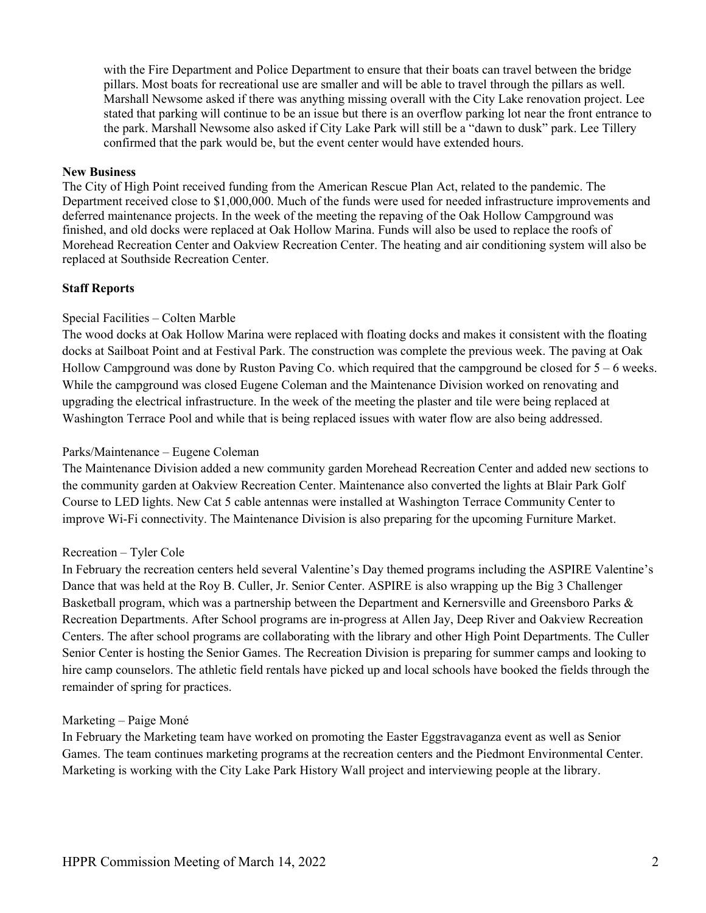with the Fire Department and Police Department to ensure that their boats can travel between the bridge pillars. Most boats for recreational use are smaller and will be able to travel through the pillars as well. Marshall Newsome asked if there was anything missing overall with the City Lake renovation project. Lee stated that parking will continue to be an issue but there is an overflow parking lot near the front entrance to the park. Marshall Newsome also asked if City Lake Park will still be a "dawn to dusk" park. Lee Tillery confirmed that the park would be, but the event center would have extended hours.

**New Business**

The City of High Point received funding from the American Rescue Plan Act, related to the pandemic. The Department received close to $1,000,000. Much of the funds were used for needed infrastructure improvements and deferred maintenance projects. In the week of the meeting the repaving of the Oak Hollow Campground was finished, and old docks were replaced at Oak Hollow Marina. Funds will also be used to replace the roofs of Morehead Recreation Center and Oakview Recreation Center. The heating and air conditioning system will also be replaced at Southside Recreation Center.

**Staff Reports**

Special Facilities – Colten Marble

The wood docks at Oak Hollow Marina were replaced with floating docks and makes it consistent with the floating docks at Sailboat Point and at Festival Park. The construction was complete the previous week. The paving at Oak Hollow Campground was done by Ruston Paving Co. which required that the campground be closed for 5 – 6 weeks. While the campground was closed Eugene Coleman and the Maintenance Division worked on renovating and upgrading the electrical infrastructure. In the week of the meeting the plaster and tile were being replaced at Washington Terrace Pool and while that is being replaced issues with water flow are also being addressed.

Parks/Maintenance – Eugene Coleman

The Maintenance Division added a new community garden Morehead Recreation Center and added new sections to the community garden at Oakview Recreation Center. Maintenance also converted the lights at Blair Park Golf Course to LED lights. New Cat 5 cable antennas were installed at Washington Terrace Community Center to improve Wi-Fi connectivity. The Maintenance Division is also preparing for the upcoming Furniture Market.

Recreation – Tyler Cole

In February the recreation centers held several Valentine's Day themed programs including the ASPIRE Valentine's Dance that was held at the Roy B. Culler, Jr. Senior Center. ASPIRE is also wrapping up the Big 3 Challenger Basketball program, which was a partnership between the Department and Kernersville and Greensboro Parks & Recreation Departments. After School programs are in-progress at Allen Jay, Deep River and Oakview Recreation Centers. The after school programs are collaborating with the library and other High Point Departments. The Culler Senior Center is hosting the Senior Games. The Recreation Division is preparing for summer camps and looking to hire camp counselors. The athletic field rentals have picked up and local schools have booked the fields through the remainder of spring for practices.

Marketing – Paige Moné

In February the Marketing team have worked on promoting the Easter Eggstravaganza event as well as Senior Games. The team continues marketing programs at the recreation centers and the Piedmont Environmental Center. Marketing is working with the City Lake Park History Wall project and interviewing people at the library.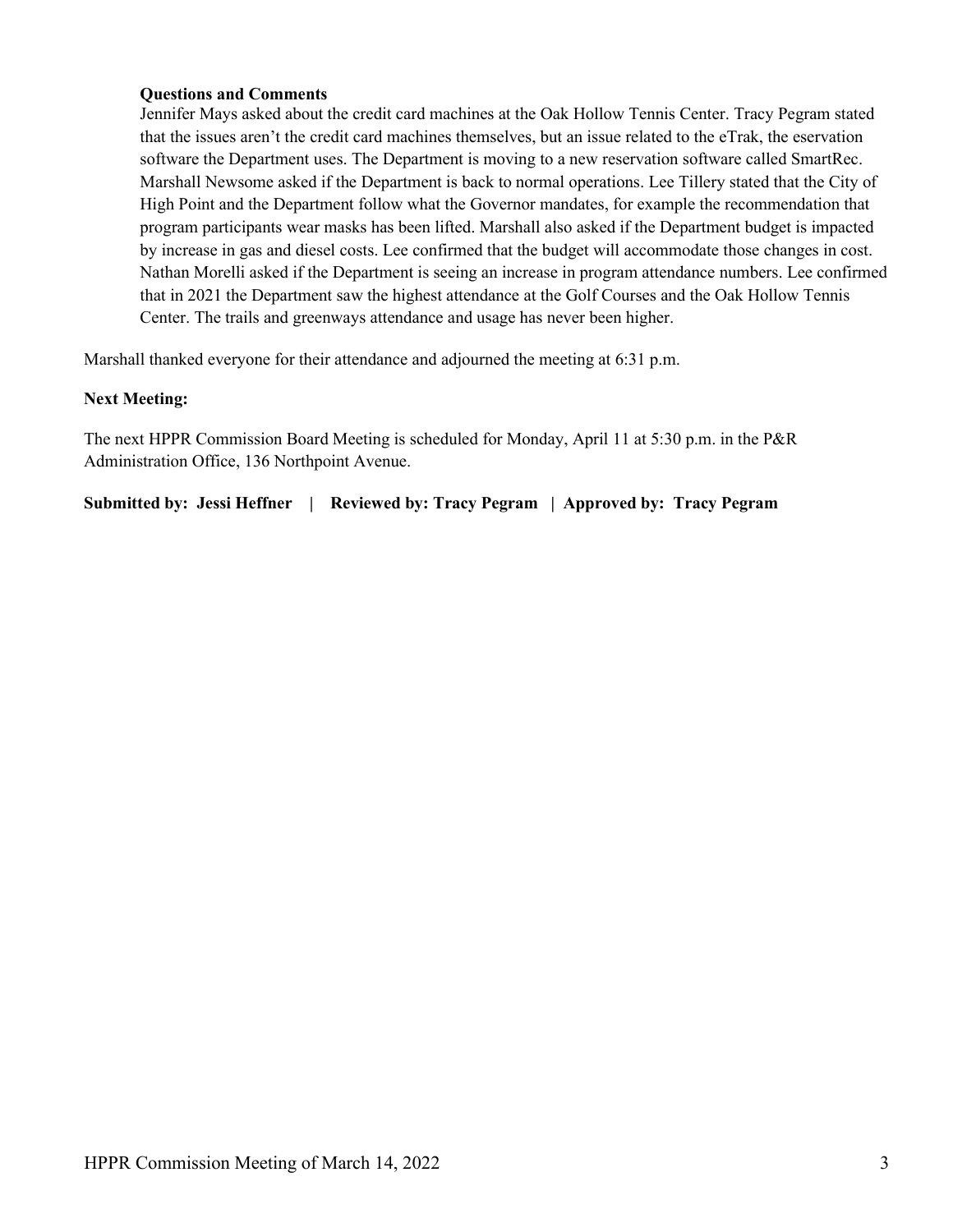**Questions and Comments**

Jennifer Mays asked about the credit card machines at the Oak Hollow Tennis Center. Tracy Pegram stated that the issues aren't the credit card machines themselves, but an issue related to the eTrak, the eservation software the Department uses. The Department is moving to a new reservation software called SmartRec. Marshall Newsome asked if the Department is back to normal operations. Lee Tillery stated that the City of High Point and the Department follow what the Governor mandates, for example the recommendation that program participants wear masks has been lifted. Marshall also asked if the Department budget is impacted by increase in gas and diesel costs. Lee confirmed that the budget will accommodate those changes in cost. Nathan Morelli asked if the Department is seeing an increase in program attendance numbers. Lee confirmed that in 2021 the Department saw the highest attendance at the Golf Courses and the Oak Hollow Tennis Center. The trails and greenways attendance and usage has never been higher.

Marshall thanked everyone for their attendance and adjourned the meeting at 6:31 p.m.

**Next Meeting:**

The next HPPR Commission Board Meeting is scheduled for Monday, April 11 at 5:30 p.m. in the P&R Administration Office, 136 Northpoint Avenue.

**Submitted by: Jessi Heffner | Reviewed by: Tracy Pegram | Approved by: Tracy Pegram**